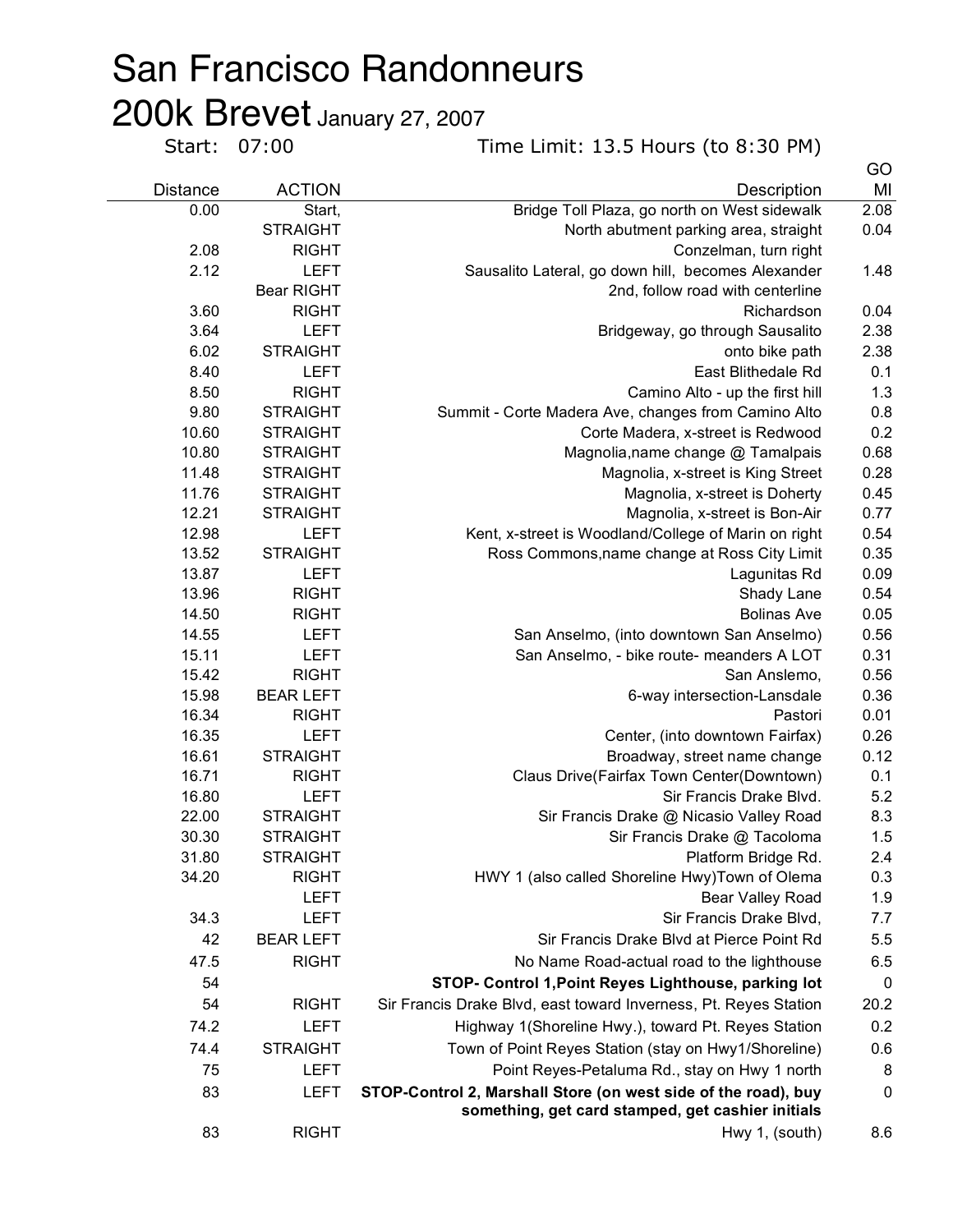# San Francisco Randonneurs

## 200k Brevet January 27, 2007

Start: 07:00 Time Limit: 13.5 Hours (to 8:30 PM)

| Distance | ACTION | Description | GO MI |
|---|---|---|---|
| 0.00 | Start, | Bridge Toll Plaza, go north on West sidewalk | 2.08 |
| | STRAIGHT | North abutment parking area, straight | 0.04 |
| 2.08 | RIGHT | Conzelman, turn right | |
| 2.12 | LEFT | Sausalito Lateral, go down hill, becomes Alexander | 1.48 |
| | Bear RIGHT | 2nd, follow road with centerline | |
| 3.60 | RIGHT | Richardson | 0.04 |
| 3.64 | LEFT | Bridgeway, go through Sausalito | 2.38 |
| 6.02 | STRAIGHT | onto bike path | 2.38 |
| 8.40 | LEFT | East Blithedale Rd | 0.1 |
| 8.50 | RIGHT | Camino Alto - up the first hill | 1.3 |
| 9.80 | STRAIGHT | Summit - Corte Madera Ave, changes from Camino Alto | 0.8 |
| 10.60 | STRAIGHT | Corte Madera, x-street is Redwood | 0.2 |
| 10.80 | STRAIGHT | Magnolia,name change @ Tamalpais | 0.68 |
| 11.48 | STRAIGHT | Magnolia, x-street is King Street | 0.28 |
| 11.76 | STRAIGHT | Magnolia, x-street is Doherty | 0.45 |
| 12.21 | STRAIGHT | Magnolia, x-street is Bon-Air | 0.77 |
| 12.98 | LEFT | Kent, x-street is Woodland/College of Marin on right | 0.54 |
| 13.52 | STRAIGHT | Ross Commons,name change at Ross City Limit | 0.35 |
| 13.87 | LEFT | Lagunitas Rd | 0.09 |
| 13.96 | RIGHT | Shady Lane | 0.54 |
| 14.50 | RIGHT | Bolinas Ave | 0.05 |
| 14.55 | LEFT | San Anselmo, (into downtown San Anselmo) | 0.56 |
| 15.11 | LEFT | San Anselmo, - bike route- meanders A LOT | 0.31 |
| 15.42 | RIGHT | San Anslemo, | 0.56 |
| 15.98 | BEAR LEFT | 6-way intersection-Lansdale | 0.36 |
| 16.34 | RIGHT | Pastori | 0.01 |
| 16.35 | LEFT | Center, (into downtown Fairfax) | 0.26 |
| 16.61 | STRAIGHT | Broadway, street name change | 0.12 |
| 16.71 | RIGHT | Claus Drive(Fairfax Town Center(Downtown) | 0.1 |
| 16.80 | LEFT | Sir Francis Drake Blvd. | 5.2 |
| 22.00 | STRAIGHT | Sir Francis Drake @ Nicasio Valley Road | 8.3 |
| 30.30 | STRAIGHT | Sir Francis Drake @ Tacoloma | 1.5 |
| 31.80 | STRAIGHT | Platform Bridge Rd. | 2.4 |
| 34.20 | RIGHT | HWY 1 (also called Shoreline Hwy)Town of Olema | 0.3 |
| | LEFT | Bear Valley Road | 1.9 |
| 34.3 | LEFT | Sir Francis Drake Blvd, | 7.7 |
| 42 | BEAR LEFT | Sir Francis Drake Blvd at Pierce Point Rd | 5.5 |
| 47.5 | RIGHT | No Name Road-actual road to the lighthouse | 6.5 |
| 54 | | **STOP- Control 1,Point Reyes Lighthouse, parking lot** | 0 |
| 54 | RIGHT | Sir Francis Drake Blvd, east toward Inverness, Pt. Reyes Station | 20.2 |
| 74.2 | LEFT | Highway 1(Shoreline Hwy.), toward Pt. Reyes Station | 0.2 |
| 74.4 | STRAIGHT | Town of Point Reyes Station (stay on Hwy1/Shoreline) | 0.6 |
| 75 | LEFT | Point Reyes-Petaluma Rd., stay on Hwy 1 north | 8 |
| 83 | LEFT | **STOP-Control 2, Marshall Store (on west side of the road), buy something, get card stamped, get cashier initials** | 0 |
| 83 | RIGHT | Hwy 1, (south) | 8.6 |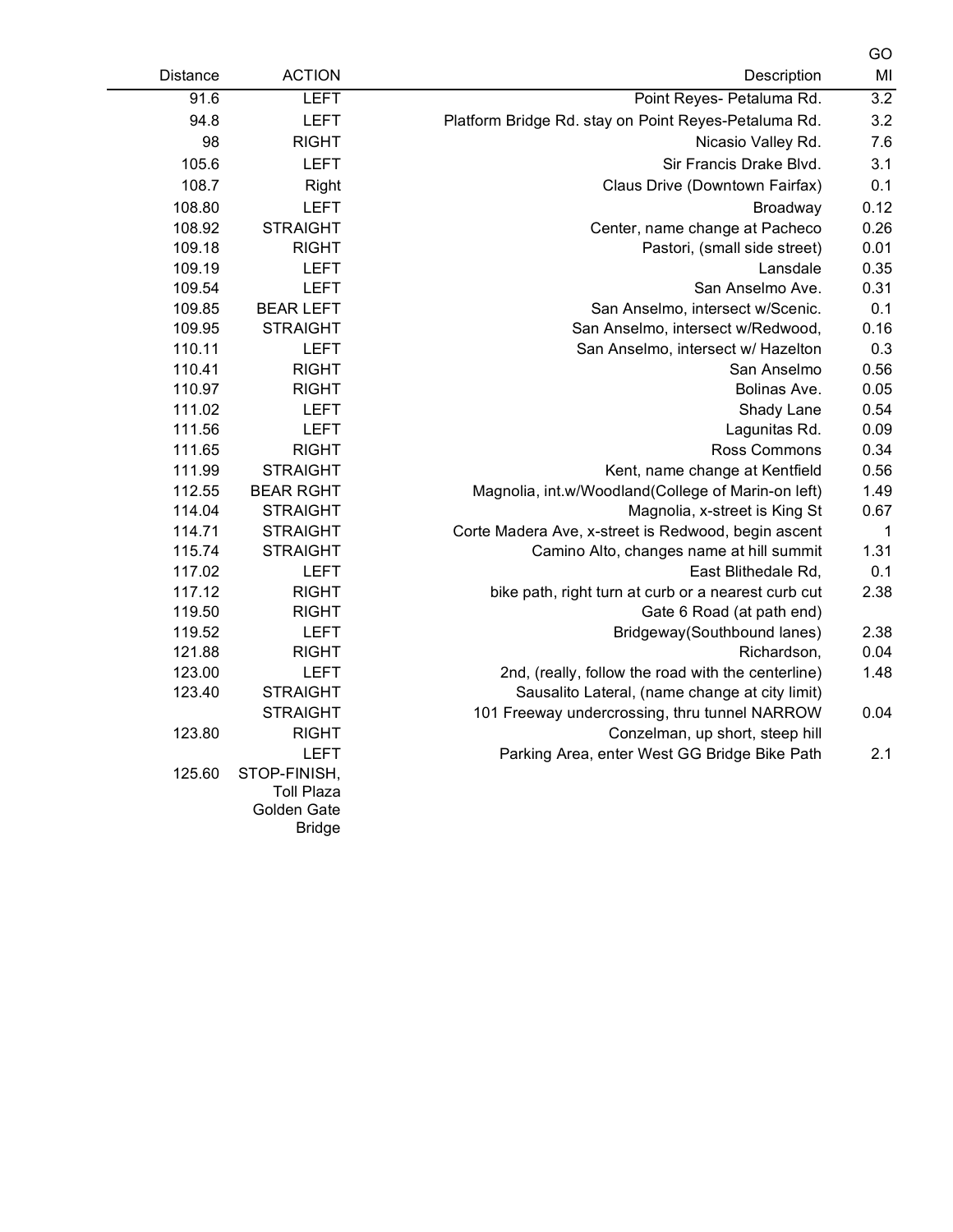| Distance | ACTION | Description | GO MI |
|---|---|---|---|
| 91.6 | LEFT | Point Reyes- Petaluma Rd. | 3.2 |
| 94.8 | LEFT | Platform Bridge Rd. stay on Point Reyes-Petaluma Rd. | 3.2 |
| 98 | RIGHT | Nicasio Valley Rd. | 7.6 |
| 105.6 | LEFT | Sir Francis Drake Blvd. | 3.1 |
| 108.7 | Right | Claus Drive (Downtown Fairfax) | 0.1 |
| 108.80 | LEFT | Broadway | 0.12 |
| 108.92 | STRAIGHT | Center, name change at Pacheco | 0.26 |
| 109.18 | RIGHT | Pastori, (small side street) | 0.01 |
| 109.19 | LEFT | Lansdale | 0.35 |
| 109.54 | LEFT | San Anselmo Ave. | 0.31 |
| 109.85 | BEAR LEFT | San Anselmo, intersect w/Scenic. | 0.1 |
| 109.95 | STRAIGHT | San Anselmo, intersect w/Redwood, | 0.16 |
| 110.11 | LEFT | San Anselmo, intersect w/ Hazelton | 0.3 |
| 110.41 | RIGHT | San Anselmo | 0.56 |
| 110.97 | RIGHT | Bolinas Ave. | 0.05 |
| 111.02 | LEFT | Shady Lane | 0.54 |
| 111.56 | LEFT | Lagunitas Rd. | 0.09 |
| 111.65 | RIGHT | Ross Commons | 0.34 |
| 111.99 | STRAIGHT | Kent, name change at Kentfield | 0.56 |
| 112.55 | BEAR RGHT | Magnolia, int.w/Woodland(College of Marin-on left) | 1.49 |
| 114.04 | STRAIGHT | Magnolia, x-street is King St | 0.67 |
| 114.71 | STRAIGHT | Corte Madera Ave, x-street is Redwood, begin ascent | 1 |
| 115.74 | STRAIGHT | Camino Alto, changes name at hill summit | 1.31 |
| 117.02 | LEFT | East Blithedale Rd, | 0.1 |
| 117.12 | RIGHT | bike path, right turn at curb or a nearest curb cut | 2.38 |
| 119.50 | RIGHT | Gate 6 Road (at path end) | |
| 119.52 | LEFT | Bridgeway(Southbound lanes) | 2.38 |
| 121.88 | RIGHT | Richardson, | 0.04 |
| 123.00 | LEFT | 2nd, (really, follow the road with the centerline) | 1.48 |
| 123.40 | STRAIGHT | Sausalito Lateral, (name change at city limit) | |
| | STRAIGHT | 101 Freeway undercrossing, thru tunnel NARROW | 0.04 |
| 123.80 | RIGHT | Conzelman, up short, steep hill | |
| | LEFT | Parking Area, enter West GG Bridge Bike Path | 2.1 |
| 125.60 | STOP-FINISH, Toll Plaza Golden Gate Bridge | | |